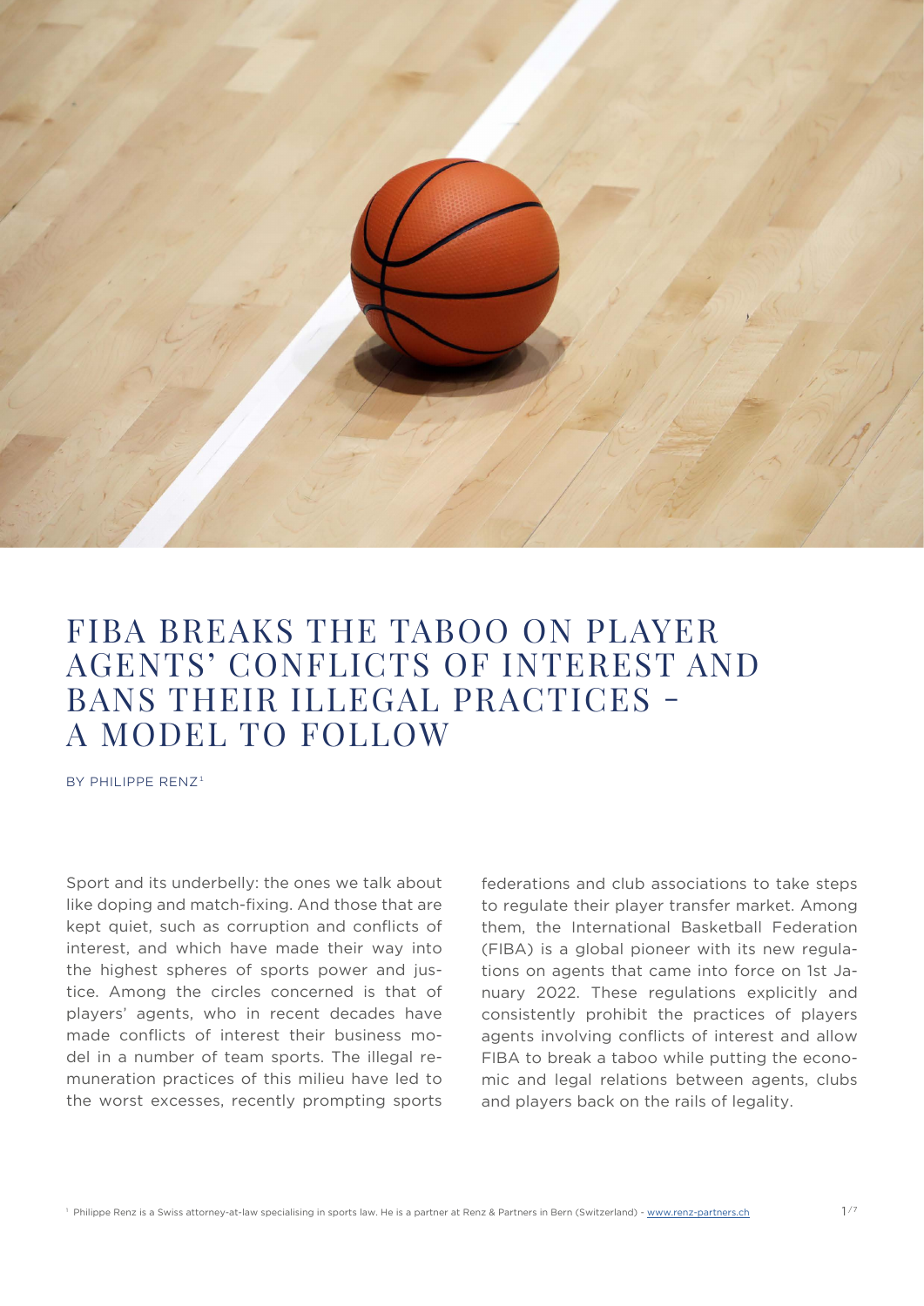# FIBA BREAKS THE TABOO ON PLAYER AGENTS' CONFLICTS OF INTEREST AND BANS THEIR ILLEGAL PRACTICES – A MODEL TO FOLLOW

BY PHILIPPE RENZ[1]

Sport and its underbelly: the ones we talk about like doping and match-fixing. And those that are kept quiet, such as corruption and conflicts of interest, and which have made their way into the highest spheres of sports power and justice. Among the circles concerned is that of players' agents, who in recent decades have made conflicts of interest their business model in a number of team sports. The illegal remuneration practices of this milieu have led to the worst excesses, recently prompting sports federations and club associations to take steps to regulate their player transfer market. Among them, the International Basketball Federation (FIBA) is a global pioneer with its new regulations on agents that came into force on 1st January 2022. These regulations explicitly and consistently prohibit the practices of players agents involving conflicts of interest and allow FIBA to break a taboo while putting the economic and legal relations between agents, clubs and players back on the rails of legality.

[1] Philippe Renz is a Swiss attorney-at-law specialising in sports law. He is a partner at Renz & Partners in Bern (Switzerland) - www.renz-partners.ch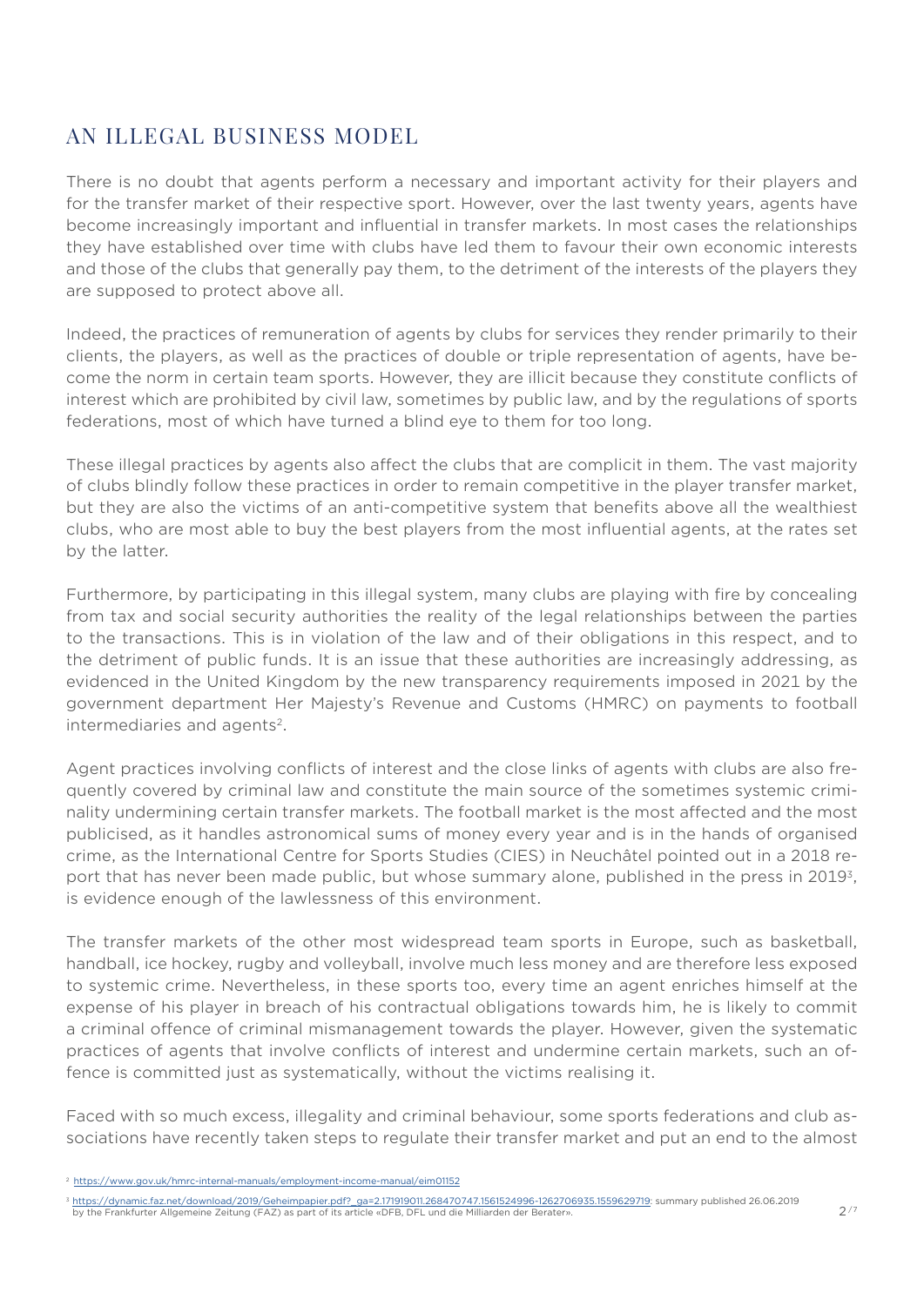## AN ILLEGAL BUSINESS MODEL

There is no doubt that agents perform a necessary and important activity for their players and for the transfer market of their respective sport. However, over the last twenty years, agents have become increasingly important and influential in transfer markets. In most cases the relationships they have established over time with clubs have led them to favour their own economic interests and those of the clubs that generally pay them, to the detriment of the interests of the players they are supposed to protect above all.

Indeed, the practices of remuneration of agents by clubs for services they render primarily to their clients, the players, as well as the practices of double or triple representation of agents, have become the norm in certain team sports. However, they are illicit because they constitute conflicts of interest which are prohibited by civil law, sometimes by public law, and by the regulations of sports federations, most of which have turned a blind eye to them for too long.

These illegal practices by agents also affect the clubs that are complicit in them. The vast majority of clubs blindly follow these practices in order to remain competitive in the player transfer market, but they are also the victims of an anti-competitive system that benefits above all the wealthiest clubs, who are most able to buy the best players from the most influential agents, at the rates set by the latter.

Furthermore, by participating in this illegal system, many clubs are playing with fire by concealing from tax and social security authorities the reality of the legal relationships between the parties to the transactions. This is in violation of the law and of their obligations in this respect, and to the detriment of public funds. It is an issue that these authorities are increasingly addressing, as evidenced in the United Kingdom by the new transparency requirements imposed in 2021 by the government department Her Majesty's Revenue and Customs (HMRC) on payments to football intermediaries and agents[2].

Agent practices involving conflicts of interest and the close links of agents with clubs are also frequently covered by criminal law and constitute the main source of the sometimes systemic criminality undermining certain transfer markets. The football market is the most affected and the most publicised, as it handles astronomical sums of money every year and is in the hands of organised crime, as the International Centre for Sports Studies (CIES) in Neuchâtel pointed out in a 2018 report that has never been made public, but whose summary alone, published in the press in 2019[3], is evidence enough of the lawlessness of this environment.

The transfer markets of the other most widespread team sports in Europe, such as basketball, handball, ice hockey, rugby and volleyball, involve much less money and are therefore less exposed to systemic crime. Nevertheless, in these sports too, every time an agent enriches himself at the expense of his player in breach of his contractual obligations towards him, he is likely to commit a criminal offence of criminal mismanagement towards the player. However, given the systematic practices of agents that involve conflicts of interest and undermine certain markets, such an offence is committed just as systematically, without the victims realising it.

Faced with so much excess, illegality and criminal behaviour, some sports federations and club associations have recently taken steps to regulate their transfer market and put an end to the almost

[2] https://www.gov.uk/hmrc-internal-manuals/employment-income-manual/eim01152

[3] https://dynamic.faz.net/download/2019/Geheimpapier.pdf?_ga=2.171919011.268470747.1561524996-1262706935.1559629719; summary published 26.06.2019 by the Frankfurter Allgemeine Zeitung (FAZ) as part of its article «DFB, DFL und die Milliarden der Berater».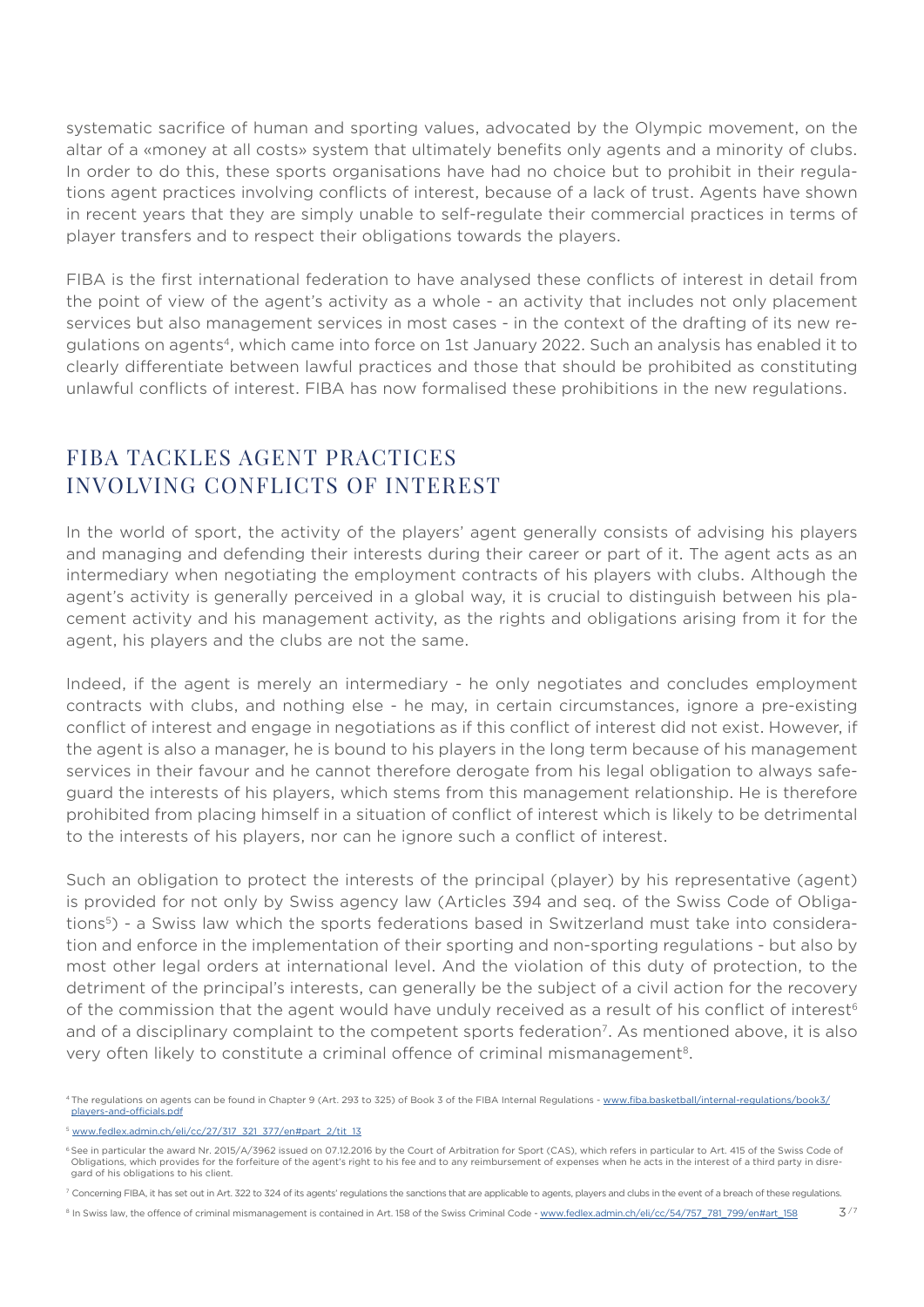systematic sacrifice of human and sporting values, advocated by the Olympic movement, on the altar of a «money at all costs» system that ultimately benefits only agents and a minority of clubs. In order to do this, these sports organisations have had no choice but to prohibit in their regulations agent practices involving conflicts of interest, because of a lack of trust. Agents have shown in recent years that they are simply unable to self-regulate their commercial practices in terms of player transfers and to respect their obligations towards the players.

FIBA is the first international federation to have analysed these conflicts of interest in detail from the point of view of the agent's activity as a whole - an activity that includes not only placement services but also management services in most cases - in the context of the drafting of its new regulations on agents[4], which came into force on 1st January 2022. Such an analysis has enabled it to clearly differentiate between lawful practices and those that should be prohibited as constituting unlawful conflicts of interest. FIBA has now formalised these prohibitions in the new regulations.

## FIBA TACKLES AGENT PRACTICES INVOLVING CONFLICTS OF INTEREST

In the world of sport, the activity of the players' agent generally consists of advising his players and managing and defending their interests during their career or part of it. The agent acts as an intermediary when negotiating the employment contracts of his players with clubs. Although the agent's activity is generally perceived in a global way, it is crucial to distinguish between his placement activity and his management activity, as the rights and obligations arising from it for the agent, his players and the clubs are not the same.

Indeed, if the agent is merely an intermediary - he only negotiates and concludes employment contracts with clubs, and nothing else - he may, in certain circumstances, ignore a pre-existing conflict of interest and engage in negotiations as if this conflict of interest did not exist. However, if the agent is also a manager, he is bound to his players in the long term because of his management services in their favour and he cannot therefore derogate from his legal obligation to always safeguard the interests of his players, which stems from this management relationship. He is therefore prohibited from placing himself in a situation of conflict of interest which is likely to be detrimental to the interests of his players, nor can he ignore such a conflict of interest.

Such an obligation to protect the interests of the principal (player) by his representative (agent) is provided for not only by Swiss agency law (Articles 394 and seq. of the Swiss Code of Obligations[5]) - a Swiss law which the sports federations based in Switzerland must take into consideration and enforce in the implementation of their sporting and non-sporting regulations - but also by most other legal orders at international level. And the violation of this duty of protection, to the detriment of the principal's interests, can generally be the subject of a civil action for the recovery of the commission that the agent would have unduly received as a result of his conflict of interest[6] and of a disciplinary complaint to the competent sports federation[7]. As mentioned above, it is also very often likely to constitute a criminal offence of criminal mismanagement[8].

---

[4] The regulations on agents can be found in Chapter 9 (Art. 293 to 325) of Book 3 of the FIBA Internal Regulations - www.fiba.basketball/internal-regulations/book3/players-and-officials.pdf

[5] www.fedlex.admin.ch/eli/cc/27/317_321_377/en#part_2/tit_13

[6] See in particular the award Nr. 2015/A/3962 issued on 07.12.2016 by the Court of Arbitration for Sport (CAS), which refers in particular to Art. 415 of the Swiss Code of Obligations, which provides for the forfeiture of the agent's right to his fee and to any reimbursement of expenses when he acts in the interest of a third party in disregard of his obligations to his client.

[7] Concerning FIBA, it has set out in Art. 322 to 324 of its agents' regulations the sanctions that are applicable to agents, players and clubs in the event of a breach of these regulations.

[8] In Swiss law, the offence of criminal mismanagement is contained in Art. 158 of the Swiss Criminal Code - www.fedlex.admin.ch/eli/cc/54/757_781_799/en#art_158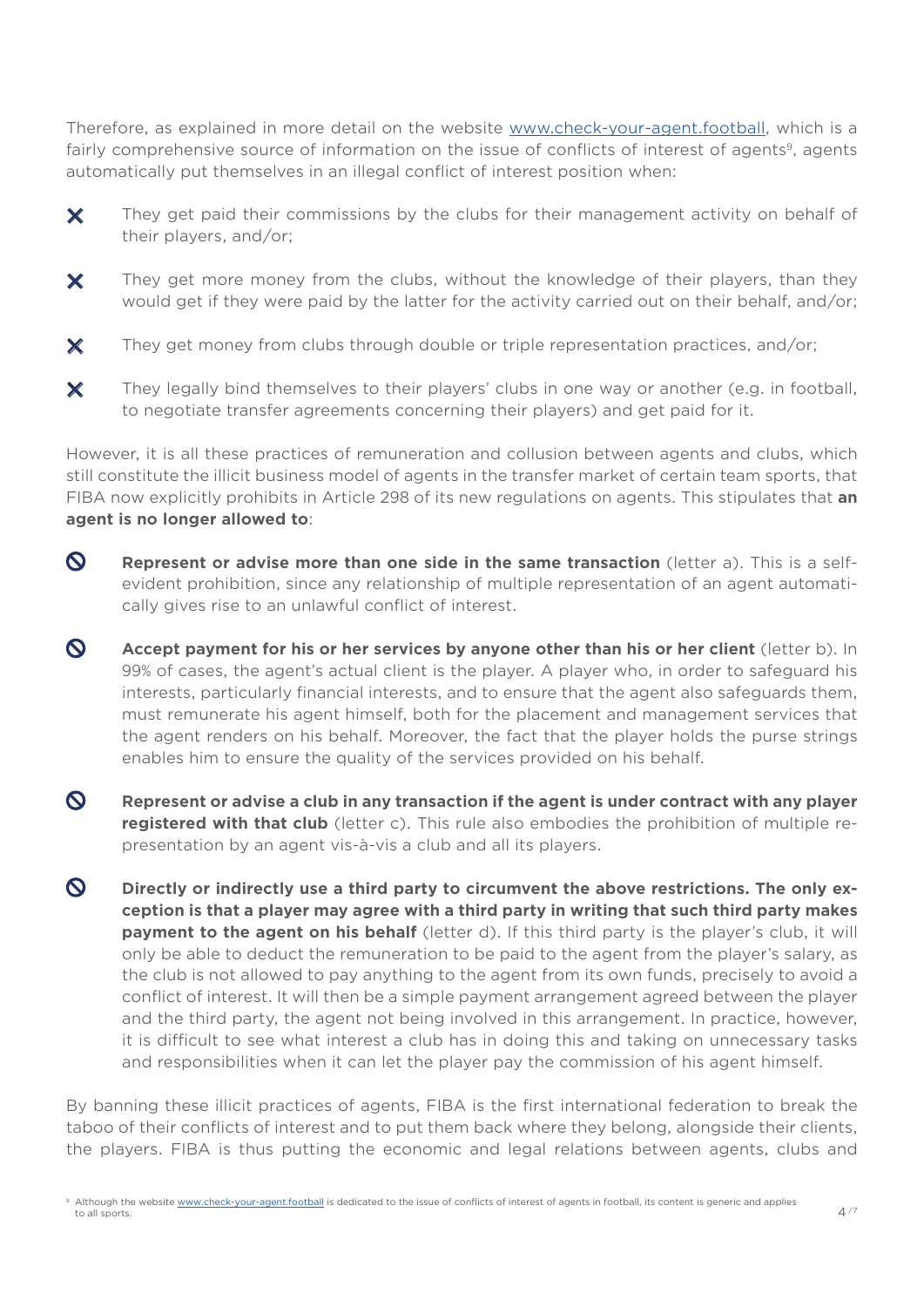Therefore, as explained in more detail on the website www.check-your-agent.football, which is a fairly comprehensive source of information on the issue of conflicts of interest of agents[9], agents automatically put themselves in an illegal conflict of interest position when:

- ✖ They get paid their commissions by the clubs for their management activity on behalf of their players, and/or;
- ✖ They get more money from the clubs, without the knowledge of their players, than they would get if they were paid by the latter for the activity carried out on their behalf, and/or;
- ✖ They get money from clubs through double or triple representation practices, and/or;
- ✖ They legally bind themselves to their players' clubs in one way or another (e.g. in football, to negotiate transfer agreements concerning their players) and get paid for it.

However, it is all these practices of remuneration and collusion between agents and clubs, which still constitute the illicit business model of agents in the transfer market of certain team sports, that FIBA now explicitly prohibits in Article 298 of its new regulations on agents. This stipulates that **an agent is no longer allowed to**:

- ⦸ **Represent or advise more than one side in the same transaction** (letter a). This is a self-evident prohibition, since any relationship of multiple representation of an agent automatically gives rise to an unlawful conflict of interest.
- ⦸ **Accept payment for his or her services by anyone other than his or her client** (letter b). In 99% of cases, the agent's actual client is the player. A player who, in order to safeguard his interests, particularly financial interests, and to ensure that the agent also safeguards them, must remunerate his agent himself, both for the placement and management services that the agent renders on his behalf. Moreover, the fact that the player holds the purse strings enables him to ensure the quality of the services provided on his behalf.
- ⦸ **Represent or advise a club in any transaction if the agent is under contract with any player registered with that club** (letter c). This rule also embodies the prohibition of multiple representation by an agent vis-à-vis a club and all its players.
- ⦸ **Directly or indirectly use a third party to circumvent the above restrictions. The only exception is that a player may agree with a third party in writing that such third party makes payment to the agent on his behalf** (letter d). If this third party is the player's club, it will only be able to deduct the remuneration to be paid to the agent from the player's salary, as the club is not allowed to pay anything to the agent from its own funds, precisely to avoid a conflict of interest. It will then be a simple payment arrangement agreed between the player and the third party, the agent not being involved in this arrangement. In practice, however, it is difficult to see what interest a club has in doing this and taking on unnecessary tasks and responsibilities when it can let the player pay the commission of his agent himself.

By banning these illicit practices of agents, FIBA is the first international federation to break the taboo of their conflicts of interest and to put them back where they belong, alongside their clients, the players. FIBA is thus putting the economic and legal relations between agents, clubs and

[9] Although the website www.check-your-agent.football is dedicated to the issue of conflicts of interest of agents in football, its content is generic and applies to all sports.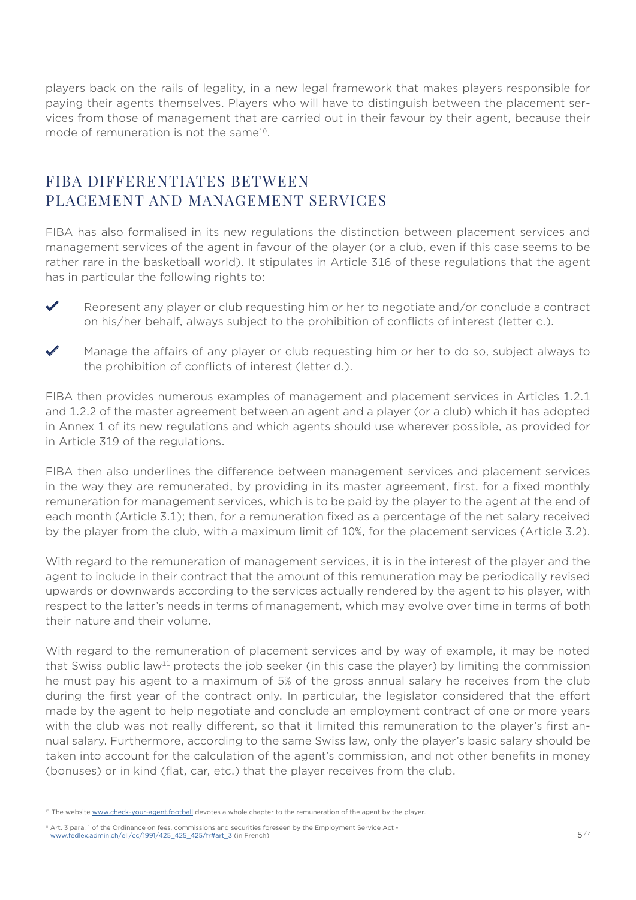players back on the rails of legality, in a new legal framework that makes players responsible for paying their agents themselves. Players who will have to distinguish between the placement services from those of management that are carried out in their favour by their agent, because their mode of remuneration is not the same[10].

## FIBA DIFFERENTIATES BETWEEN PLACEMENT AND MANAGEMENT SERVICES

FIBA has also formalised in its new regulations the distinction between placement services and management services of the agent in favour of the player (or a club, even if this case seems to be rather rare in the basketball world). It stipulates in Article 316 of these regulations that the agent has in particular the following rights to:

- ✔ Represent any player or club requesting him or her to negotiate and/or conclude a contract on his/her behalf, always subject to the prohibition of conflicts of interest (letter c.).
- ✔ Manage the affairs of any player or club requesting him or her to do so, subject always to the prohibition of conflicts of interest (letter d.).

FIBA then provides numerous examples of management and placement services in Articles 1.2.1 and 1.2.2 of the master agreement between an agent and a player (or a club) which it has adopted in Annex 1 of its new regulations and which agents should use wherever possible, as provided for in Article 319 of the regulations.

FIBA then also underlines the difference between management services and placement services in the way they are remunerated, by providing in its master agreement, first, for a fixed monthly remuneration for management services, which is to be paid by the player to the agent at the end of each month (Article 3.1); then, for a remuneration fixed as a percentage of the net salary received by the player from the club, with a maximum limit of 10%, for the placement services (Article 3.2).

With regard to the remuneration of management services, it is in the interest of the player and the agent to include in their contract that the amount of this remuneration may be periodically revised upwards or downwards according to the services actually rendered by the agent to his player, with respect to the latter's needs in terms of management, which may evolve over time in terms of both their nature and their volume.

With regard to the remuneration of placement services and by way of example, it may be noted that Swiss public law[11] protects the job seeker (in this case the player) by limiting the commission he must pay his agent to a maximum of 5% of the gross annual salary he receives from the club during the first year of the contract only. In particular, the legislator considered that the effort made by the agent to help negotiate and conclude an employment contract of one or more years with the club was not really different, so that it limited this remuneration to the player's first annual salary. Furthermore, according to the same Swiss law, only the player's basic salary should be taken into account for the calculation of the agent's commission, and not other benefits in money (bonuses) or in kind (flat, car, etc.) that the player receives from the club.

[10] The website www.check-your-agent.football devotes a whole chapter to the remuneration of the agent by the player.

[11] Art. 3 para. 1 of the Ordinance on fees, commissions and securities foreseen by the Employment Service Act - www.fedlex.admin.ch/eli/cc/1991/425_425_425/fr#art_3 (in French)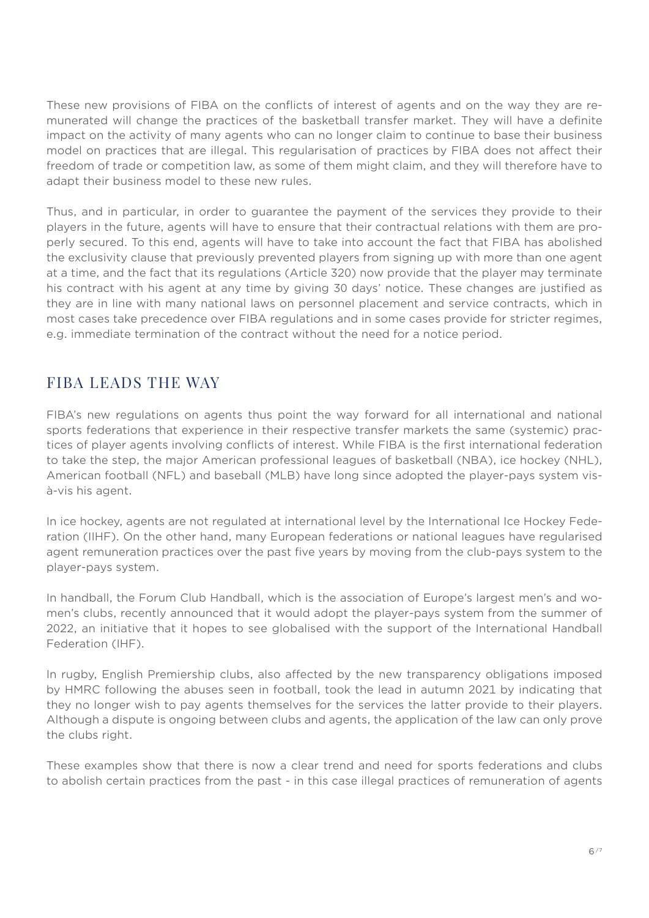These new provisions of FIBA on the conflicts of interest of agents and on the way they are remunerated will change the practices of the basketball transfer market. They will have a definite impact on the activity of many agents who can no longer claim to continue to base their business model on practices that are illegal. This regularisation of practices by FIBA does not affect their freedom of trade or competition law, as some of them might claim, and they will therefore have to adapt their business model to these new rules.

Thus, and in particular, in order to guarantee the payment of the services they provide to their players in the future, agents will have to ensure that their contractual relations with them are properly secured. To this end, agents will have to take into account the fact that FIBA has abolished the exclusivity clause that previously prevented players from signing up with more than one agent at a time, and the fact that its regulations (Article 320) now provide that the player may terminate his contract with his agent at any time by giving 30 days' notice. These changes are justified as they are in line with many national laws on personnel placement and service contracts, which in most cases take precedence over FIBA regulations and in some cases provide for stricter regimes, e.g. immediate termination of the contract without the need for a notice period.

## FIBA LEADS THE WAY

FIBA's new regulations on agents thus point the way forward for all international and national sports federations that experience in their respective transfer markets the same (systemic) practices of player agents involving conflicts of interest. While FIBA is the first international federation to take the step, the major American professional leagues of basketball (NBA), ice hockey (NHL), American football (NFL) and baseball (MLB) have long since adopted the player-pays system vis-à-vis his agent.

In ice hockey, agents are not regulated at international level by the International Ice Hockey Federation (IIHF). On the other hand, many European federations or national leagues have regularised agent remuneration practices over the past five years by moving from the club-pays system to the player-pays system.

In handball, the Forum Club Handball, which is the association of Europe's largest men's and women's clubs, recently announced that it would adopt the player-pays system from the summer of 2022, an initiative that it hopes to see globalised with the support of the International Handball Federation (IHF).

In rugby, English Premiership clubs, also affected by the new transparency obligations imposed by HMRC following the abuses seen in football, took the lead in autumn 2021 by indicating that they no longer wish to pay agents themselves for the services the latter provide to their players. Although a dispute is ongoing between clubs and agents, the application of the law can only prove the clubs right.

These examples show that there is now a clear trend and need for sports federations and clubs to abolish certain practices from the past - in this case illegal practices of remuneration of agents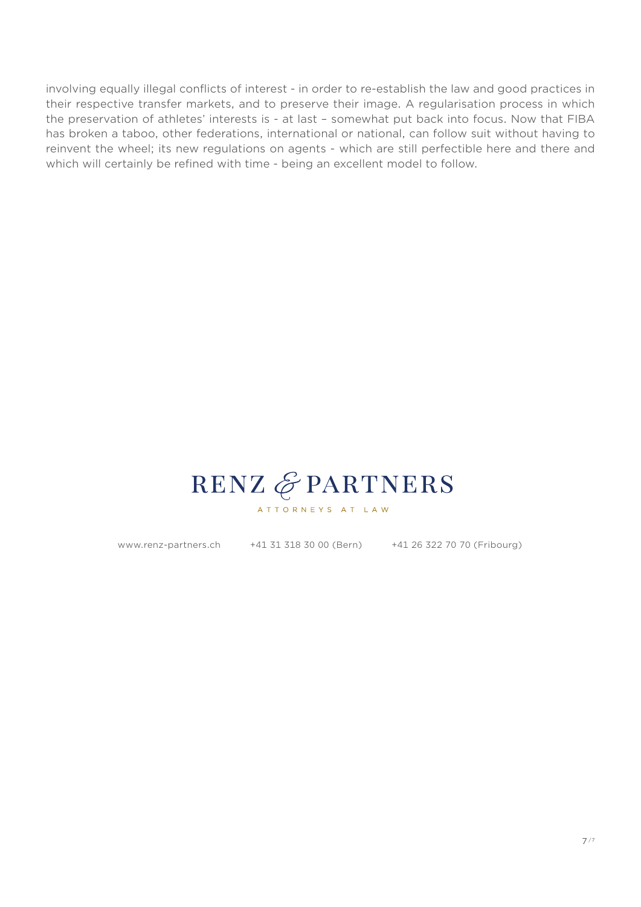involving equally illegal conflicts of interest - in order to re-establish the law and good practices in their respective transfer markets, and to preserve their image. A regularisation process in which the preservation of athletes' interests is - at last – somewhat put back into focus. Now that FIBA has broken a taboo, other federations, international or national, can follow suit without having to reinvent the wheel; its new regulations on agents - which are still perfectible here and there and which will certainly be refined with time - being an excellent model to follow.

RENZ & PARTNERS

ATTORNEYS AT LAW

www.renz-partners.ch    +41 31 318 30 00 (Bern)    +41 26 322 70 70 (Fribourg)